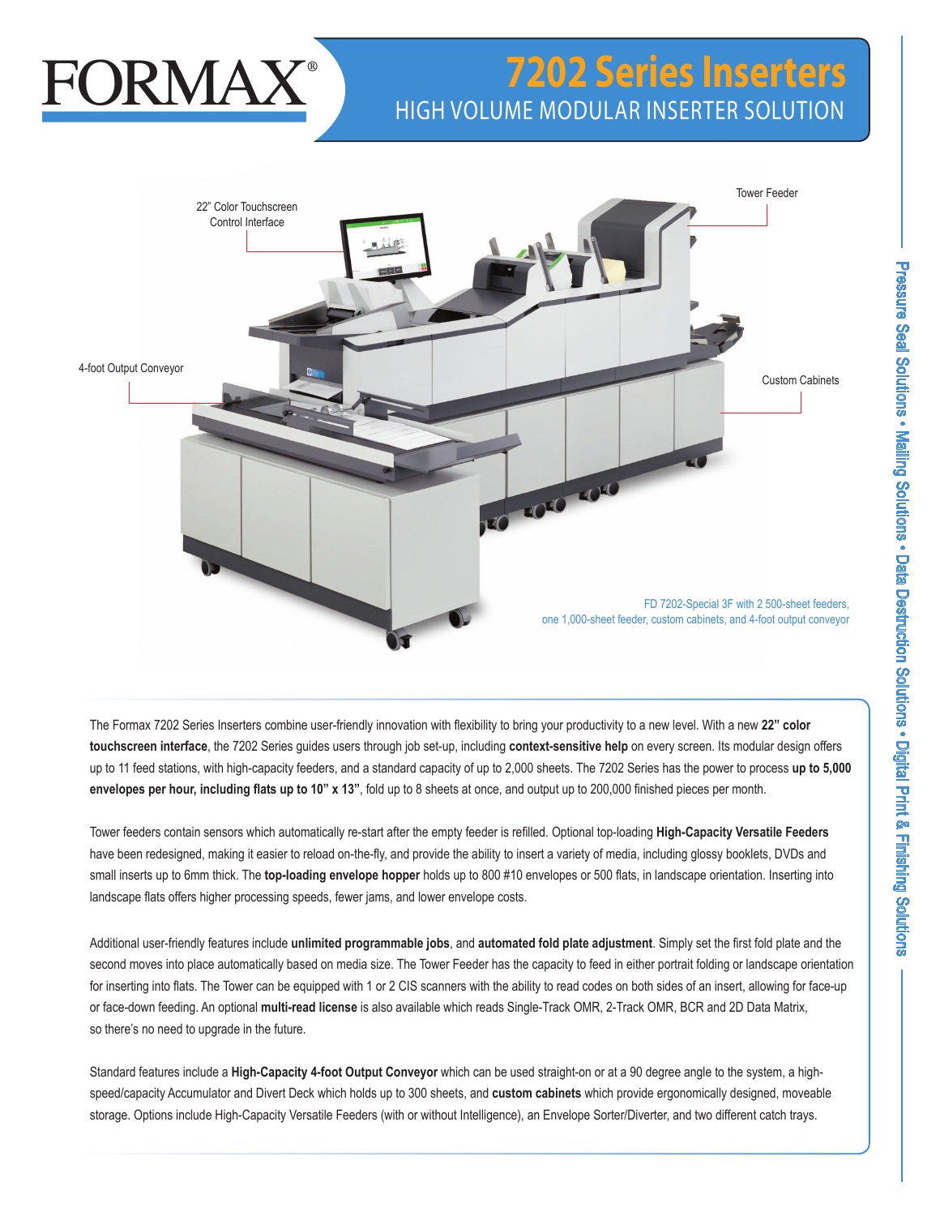# FORMAX®

# 7202 Series Inserters

## HIGH VOLUME MODULAR INSERTER SOLUTION

22" Color Touchscreen Control Interface

Tower Feeder

4-foot Output Conveyor

Custom Cabinets

FD 7202-Special 3F with 2 500-sheet feeders, one 1,000-sheet feeder, custom cabinets, and 4-foot output conveyor

The Formax 7202 Series Inserters combine user-friendly innovation with flexibility to bring your productivity to a new level. With a new **22" color touchscreen interface**, the 7202 Series guides users through job set-up, including **context-sensitive help** on every screen. Its modular design offers up to 11 feed stations, with high-capacity feeders, and a standard capacity of up to 2,000 sheets. The 7202 Series has the power to process **up to 5,000 envelopes per hour, including flats up to 10" x 13"**, fold up to 8 sheets at once, and output up to 200,000 finished pieces per month.

Tower feeders contain sensors which automatically re-start after the empty feeder is refilled. Optional top-loading **High-Capacity Versatile Feeders** have been redesigned, making it easier to reload on-the-fly, and provide the ability to insert a variety of media, including glossy booklets, DVDs and small inserts up to 6mm thick. The **top-loading envelope hopper** holds up to 800 #10 envelopes or 500 flats, in landscape orientation. Inserting into landscape flats offers higher processing speeds, fewer jams, and lower envelope costs.

Additional user-friendly features include **unlimited programmable jobs**, and **automated fold plate adjustment**. Simply set the first fold plate and the second moves into place automatically based on media size. The Tower Feeder has the capacity to feed in either portrait folding or landscape orientation for inserting into flats. The Tower can be equipped with 1 or 2 CIS scanners with the ability to read codes on both sides of an insert, allowing for face-up or face-down feeding. An optional **multi-read license** is also available which reads Single-Track OMR, 2-Track OMR, BCR and 2D Data Matrix, so there's no need to upgrade in the future.

Standard features include a **High-Capacity 4-foot Output Conveyor** which can be used straight-on or at a 90 degree angle to the system, a high-speed/capacity Accumulator and Divert Deck which holds up to 300 sheets, and **custom cabinets** which provide ergonomically designed, moveable storage. Options include High-Capacity Versatile Feeders (with or without Intelligence), an Envelope Sorter/Diverter, and two different catch trays.

Pressure Seal Solutions • Mailing Solutions • Data Destruction Solutions • Digital Print & Finishing Solutions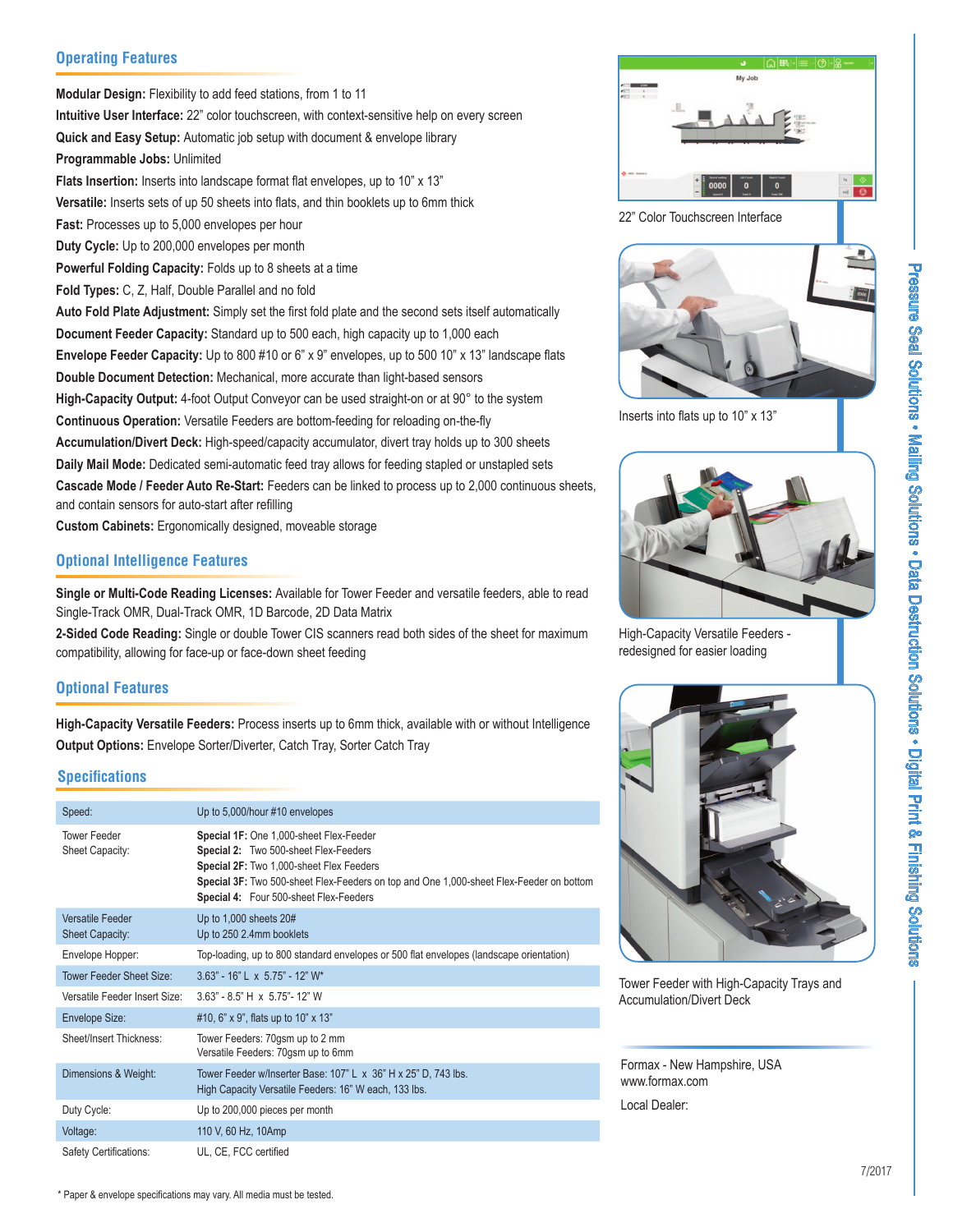## Operating Features

**Modular Design:** Flexibility to add feed stations, from 1 to 11
**Intuitive User Interface:** 22" color touchscreen, with context-sensitive help on every screen
**Quick and Easy Setup:** Automatic job setup with document & envelope library
**Programmable Jobs:** Unlimited
**Flats Insertion:** Inserts into landscape format flat envelopes, up to 10" x 13"
**Versatile:** Inserts sets of up 50 sheets into flats, and thin booklets up to 6mm thick
**Fast:** Processes up to 5,000 envelopes per hour
**Duty Cycle:** Up to 200,000 envelopes per month
**Powerful Folding Capacity:** Folds up to 8 sheets at a time
**Fold Types:** C, Z, Half, Double Parallel and no fold
**Auto Fold Plate Adjustment:** Simply set the first fold plate and the second sets itself automatically
**Document Feeder Capacity:** Standard up to 500 each, high capacity up to 1,000 each
**Envelope Feeder Capacity:** Up to 800 #10 or 6" x 9" envelopes, up to 500 10" x 13" landscape flats
**Double Document Detection:** Mechanical, more accurate than light-based sensors
**High-Capacity Output:** 4-foot Output Conveyor can be used straight-on or at 90° to the system
**Continuous Operation:** Versatile Feeders are bottom-feeding for reloading on-the-fly
**Accumulation/Divert Deck:** High-speed/capacity accumulator, divert tray holds up to 300 sheets
**Daily Mail Mode:** Dedicated semi-automatic feed tray allows for feeding stapled or unstapled sets
**Cascade Mode / Feeder Auto Re-Start:** Feeders can be linked to process up to 2,000 continuous sheets, and contain sensors for auto-start after refilling
**Custom Cabinets:** Ergonomically designed, moveable storage

## Optional Intelligence Features

**Single or Multi-Code Reading Licenses:** Available for Tower Feeder and versatile feeders, able to read Single-Track OMR, Dual-Track OMR, 1D Barcode, 2D Data Matrix
**2-Sided Code Reading:** Single or double Tower CIS scanners read both sides of the sheet for maximum compatibility, allowing for face-up or face-down sheet feeding

## Optional Features

**High-Capacity Versatile Feeders:** Process inserts up to 6mm thick, available with or without Intelligence
**Output Options:** Envelope Sorter/Diverter, Catch Tray, Sorter Catch Tray

## Specifications

| | |
|---|---|
| Speed: | Up to 5,000/hour #10 envelopes |
| Tower Feeder Sheet Capacity: | **Special 1F:** One 1,000-sheet Flex-Feeder<br>**Special 2:** Two 500-sheet Flex-Feeders<br>**Special 2F:** Two 1,000-sheet Flex Feeders<br>**Special 3F:** Two 500-sheet Flex-Feeders on top and One 1,000-sheet Flex-Feeder on bottom<br>**Special 4:** Four 500-sheet Flex-Feeders |
| Versatile Feeder Sheet Capacity: | Up to 1,000 sheets 20#<br>Up to 250 2.4mm booklets |
| Envelope Hopper: | Top-loading, up to 800 standard envelopes or 500 flat envelopes (landscape orientation) |
| Tower Feeder Sheet Size: | 3.63" - 16" L x 5.75" - 12" W* |
| Versatile Feeder Insert Size: | 3.63" - 8.5" H x 5.75"- 12" W |
| Envelope Size: | #10, 6" x 9", flats up to 10" x 13" |
| Sheet/Insert Thickness: | Tower Feeders: 70gsm up to 2 mm<br>Versatile Feeders: 70gsm up to 6mm |
| Dimensions & Weight: | Tower Feeder w/Inserter Base: 107" L x 36" H x 25" D, 743 lbs.<br>High Capacity Versatile Feeders: 16" W each, 133 lbs. |
| Duty Cycle: | Up to 200,000 pieces per month |
| Voltage: | 110 V, 60 Hz, 10Amp |
| Safety Certifications: | UL, CE, FCC certified |

\* Paper & envelope specifications may vary. All media must be tested.

22" Color Touchscreen Interface

Inserts into flats up to 10" x 13"

High-Capacity Versatile Feeders - redesigned for easier loading

Tower Feeder with High-Capacity Trays and Accumulation/Divert Deck

Formax - New Hampshire, USA
www.formax.com

Local Dealer:

7/2017

Pressure Seal Solutions • Mailing Solutions • Data Destruction Solutions • Digital Print & Finishing Solutions